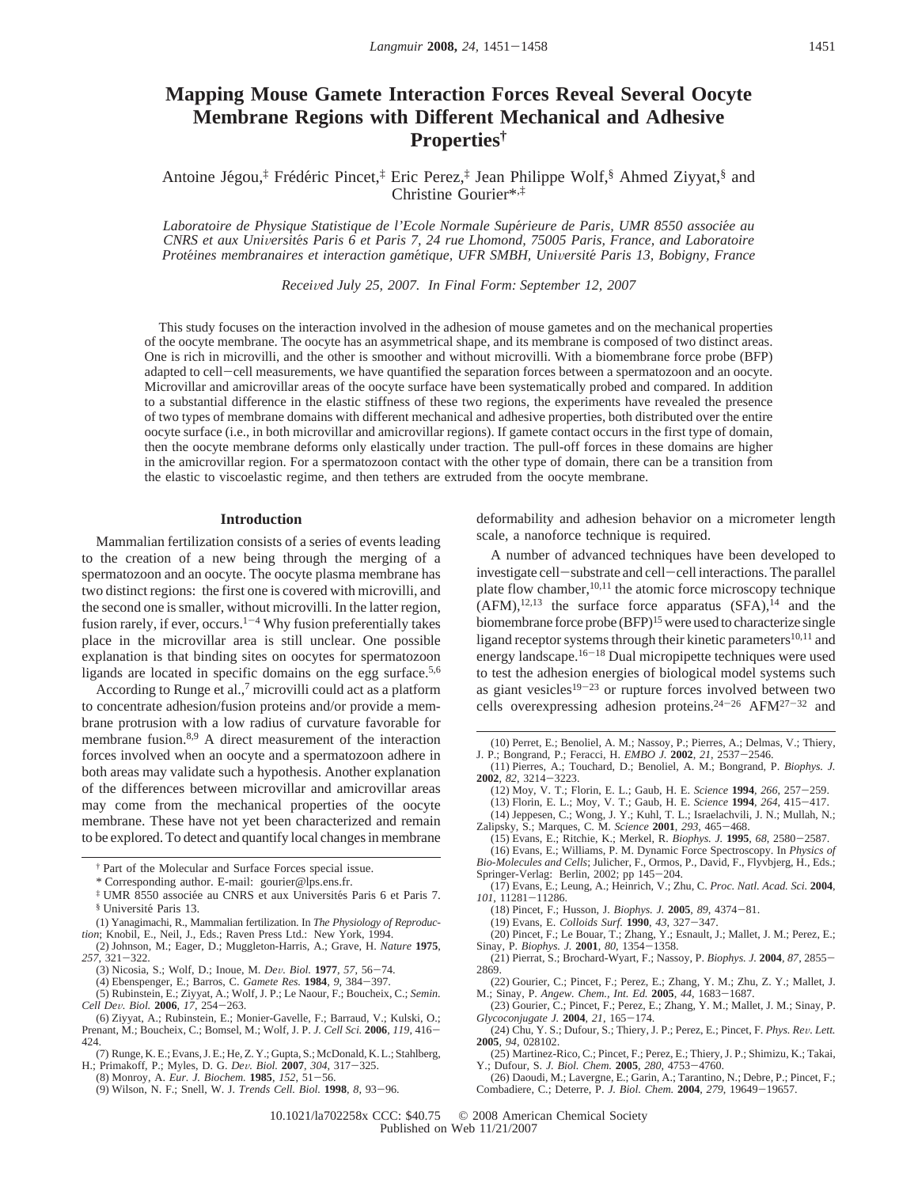# Mapping Mouse Gamete Interaction Forces Reveal Several Oocyte Membrane Regions with Different Mechanical and Adhesive Properties[†]

Antoine Jégou,[‡] Frédéric Pincet,[‡] Eric Perez,[‡] Jean Philippe Wolf,[§] Ahmed Ziyyat,[§] and Christine Gourier*,[‡]

*Laboratoire de Physique Statistique de l'Ecole Normale Supérieure de Paris, UMR 8550 associée au CNRS et aux Universités Paris 6 et Paris 7, 24 rue Lhomond, 75005 Paris, France, and Laboratoire Protéines membranaires et interaction gamétique, UFR SMBH, Université Paris 13, Bobigny, France*

*Received July 25, 2007. In Final Form: September 12, 2007*

This study focuses on the interaction involved in the adhesion of mouse gametes and on the mechanical properties of the oocyte membrane. The oocyte has an asymmetrical shape, and its membrane is composed of two distinct areas. One is rich in microvilli, and the other is smoother and without microvilli. With a biomembrane force probe (BFP) adapted to cell−cell measurements, we have quantified the separation forces between a spermatozoon and an oocyte. Microvillar and amicrovillar areas of the oocyte surface have been systematically probed and compared. In addition to a substantial difference in the elastic stiffness of these two regions, the experiments have revealed the presence of two types of membrane domains with different mechanical and adhesive properties, both distributed over the entire oocyte surface (i.e., in both microvillar and amicrovillar regions). If gamete contact occurs in the first type of domain, then the oocyte membrane deforms only elastically under traction. The pull-off forces in these domains are higher in the amicrovillar region. For a spermatozoon contact with the other type of domain, there can be a transition from the elastic to viscoelastic regime, and then tethers are extruded from the oocyte membrane.

## Introduction

Mammalian fertilization consists of a series of events leading to the creation of a new being through the merging of a spermatozoon and an oocyte. The oocyte plasma membrane has two distinct regions: the first one is covered with microvilli, and the second one is smaller, without microvilli. In the latter region, fusion rarely, if ever, occurs.[1−4] Why fusion preferentially takes place in the microvillar area is still unclear. One possible explanation is that binding sites on oocytes for spermatozoon ligands are located in specific domains on the egg surface.[5,6]

According to Runge et al.,[7] microvilli could act as a platform to concentrate adhesion/fusion proteins and/or provide a membrane protrusion with a low radius of curvature favorable for membrane fusion.[8,9] A direct measurement of the interaction forces involved when an oocyte and a spermatozoon adhere in both areas may validate such a hypothesis. Another explanation of the differences between microvillar and amicrovillar areas may come from the mechanical properties of the oocyte membrane. These have not yet been characterized and remain to be explored. To detect and quantify local changes in membrane deformability and adhesion behavior on a micrometer length scale, a nanoforce technique is required.

A number of advanced techniques have been developed to investigate cell−substrate and cell−cell interactions. The parallel plate flow chamber,[10,11] the atomic force microscopy technique (AFM),[12,13] the surface force apparatus (SFA),[14] and the biomembrane force probe (BFP)[15] were used to characterize single ligand receptor systems through their kinetic parameters[10,11] and energy landscape.[16−18] Dual micropipette techniques were used to test the adhesion energies of biological model systems such as giant vesicles[19−23] or rupture forces involved between two cells overexpressing adhesion proteins.[24−26] AFM[27−32] and

---

[†] Part of the Molecular and Surface Forces special issue.

\* Corresponding author. E-mail: gourier@lps.ens.fr.

[‡] UMR 8550 associée au CNRS et aux Universités Paris 6 et Paris 7.

[§] Université Paris 13.

(1) Yanagimachi, R., Mammalian fertilization. In *The Physiology of Reproduction*; Knobil, E., Neil, J., Eds.; Raven Press Ltd.: New York, 1994.

(2) Johnson, M.; Eager, D.; Muggleton-Harris, A.; Grave, H. *Nature* **1975**, *257*, 321−322.

(3) Nicosia, S.; Wolf, D.; Inoue, M. *Dev. Biol.* **1977**, *57*, 56−74.

(4) Ebenspenger, E.; Barros, C. *Gamete Res.* **1984**, *9*, 384−397.

(5) Rubinstein, E.; Ziyyat, A.; Wolf, J. P.; Le Naour, F.; Boucheix, C.; *Semin. Cell Dev. Biol.* **2006**, *17*, 254−263.

(6) Ziyyat, A.; Rubinstein, E.; Monier-Gavelle, F.; Barraud, V.; Kulski, O.; Prenant, M.; Boucheix, C.; Bomsel, M.; Wolf, J. P. *J. Cell Sci.* **2006**, *119*, 416−424.

(7) Runge, K. E.; Evans, J. E.; He, Z. Y.; Gupta, S.; McDonald, K. L.; Stahlberg, H.; Primakoff, P.; Myles, D. G. *Dev. Biol.* **2007**, *304*, 317−325.

(8) Monroy, A. *Eur. J. Biochem.* **1985**, *152*, 51−56.

(9) Wilson, N. F.; Snell, W. J. *Trends Cell. Biol.* **1998**, *8*, 93−96.

(10) Perret, E.; Benoliel, A. M.; Nassoy, P.; Pierres, A.; Delmas, V.; Thiery, J. P.; Bongrand, P.; Feracci, H. *EMBO J.* **2002**, *21*, 2537−2546.

(11) Pierres, A.; Touchard, D.; Benoliel, A. M.; Bongrand, P. *Biophys. J.* **2002**, *82*, 3214−3223.

(12) Moy, V. T.; Florin, E. L.; Gaub, H. E. *Science* **1994**, *266*, 257−259.

(13) Florin, E. L.; Moy, V. T.; Gaub, H. E. *Science* **1994**, *264*, 415−417.

(14) Jeppesen, C.; Wong, J. Y.; Kuhl, T. L.; Israelachvili, J. N.; Mullah, N.; Zalipsky, S.; Marques, C. M. *Science* **2001**, *293*, 465−468.

(15) Evans, E.; Ritchie, K.; Merkel, R. *Biophys. J.* **1995**, *68*, 2580−2587.

(16) Evans, E.; Williams, P. M. Dynamic Force Spectroscopy. In *Physics of Bio-Molecules and Cells*; Julicher, F., Ormos, P., David, F., Flyvbjerg, H., Eds.; Springer-Verlag: Berlin, 2002; pp 145−204.

(17) Evans, E.; Leung, A.; Heinrich, V.; Zhu, C. *Proc. Natl. Acad. Sci.* **2004**, *101*, 11281−11286.

(18) Pincet, F.; Husson, J. *Biophys. J.* **2005**, *89*, 4374−81.

(19) Evans, E. *Colloids Surf.* **1990**, *43*, 327−347.

(20) Pincet, F.; Le Bouar, T.; Zhang, Y.; Esnault, J.; Mallet, J. M.; Perez, E.; Sinay, P. *Biophys. J.* **2001**, *80*, 1354−1358.

(21) Pierrat, S.; Brochard-Wyart, F.; Nassoy, P. *Biophys. J.* **2004**, *87*, 2855−2869.

(22) Gourier, C.; Pincet, F.; Perez, E.; Zhang, Y. M.; Zhu, Z. Y.; Mallet, J. M.; Sinay, P. *Angew. Chem., Int. Ed.* **2005**, *44*, 1683−1687.

(23) Gourier, C.; Pincet, F.; Perez, E.; Zhang, Y. M.; Mallet, J. M.; Sinay, P. *Glycoconjugate J.* **2004**, *21*, 165−174.

(24) Chu, Y. S.; Dufour, S.; Thiery, J. P.; Perez, E.; Pincet, F. *Phys. Rev. Lett.* **2005**, *94*, 028102.

(25) Martinez-Rico, C.; Pincet, F.; Perez, E.; Thiery, J. P.; Shimizu, K.; Takai, Y.; Dufour, S. *J. Biol. Chem.* **2005**, *280*, 4753−4760.

(26) Daoudi, M.; Lavergne, E.; Garin, A.; Tarantino, N.; Debre, P.; Pincet, F.; Combadiere, C.; Deterre, P. *J. Biol. Chem.* **2004**, *279*, 19649−19657.

10.1021/la702258x CCC: $40.75 © 2008 American Chemical Society
Published on Web 11/21/2007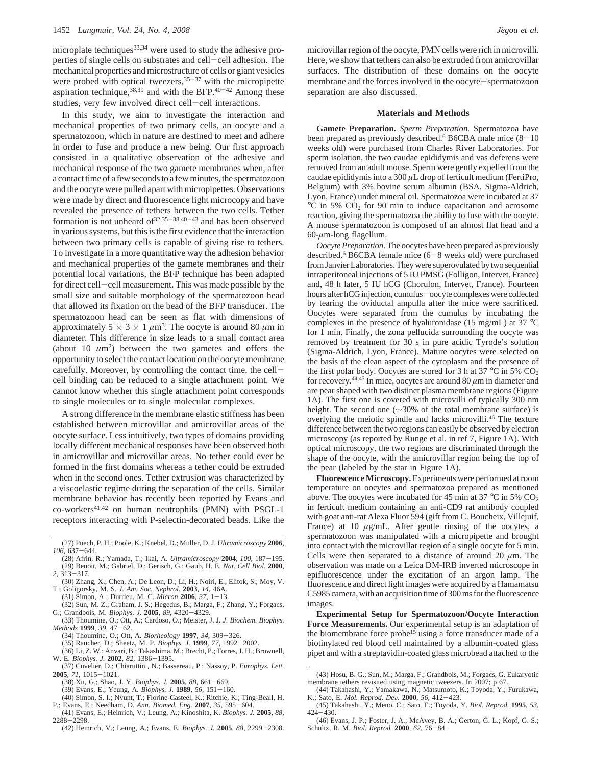microplate techniques[33,34] were used to study the adhesive properties of single cells on substrates and cell−cell adhesion. The mechanical properties and microstructure of cells or giant vesicles were probed with optical tweezers,[35−37] with the micropipette aspiration technique,[38,39] and with the BFP.[40−42] Among these studies, very few involved direct cell−cell interactions.

In this study, we aim to investigate the interaction and mechanical properties of two primary cells, an oocyte and a spermatozoon, which in nature are destined to meet and adhere in order to fuse and produce a new being. Our first approach consisted in a qualitative observation of the adhesive and mechanical response of the two gamete membranes when, after a contact time of a few seconds to a few minutes, the spermatozoon and the oocyte were pulled apart with micropipettes. Observations were made by direct and fluorescence light microcopy and have revealed the presence of tethers between the two cells. Tether formation is not unheard of[32,35−38,40−43] and has been observed in various systems, but this is the first evidence that the interaction between two primary cells is capable of giving rise to tethers. To investigate in a more quantitative way the adhesion behavior and mechanical properties of the gamete membranes and their potential local variations, the BFP technique has been adapted for direct cell−cell measurement. This was made possible by the small size and suitable morphology of the spermatozoon head that allowed its fixation on the bead of the BFP transducer. The spermatozoon head can be seen as flat with dimensions of approximately $5 \times 3 \times 1\ \mu m^3$. The oocyte is around 80 $\mu$m in diameter. This difference in size leads to a small contact area (about 10 $\mu m^2$) between the two gametes and offers the opportunity to select the contact location on the oocyte membrane carefully. Moreover, by controlling the contact time, the cell−cell binding can be reduced to a single attachment point. We cannot know whether this single attachment point corresponds to single molecules or to single molecular complexes.

A strong difference in the membrane elastic stiffness has been established between microvillar and amicrovillar areas of the oocyte surface. Less intuitively, two types of domains providing locally different mechanical responses have been observed both in amicrovillar and microvillar areas. No tether could ever be formed in the first domains whereas a tether could be extruded when in the second ones. Tether extrusion was characterized by a viscoelastic regime during the separation of the cells. Similar membrane behavior has recently been reported by Evans and co-workers[41,42] on human neutrophils (PMN) with PSGL-1 receptors interacting with P-selectin-decorated beads. Like the microvillar region of the oocyte, PMN cells were rich in microvilli. Here, we show that tethers can also be extruded from amicrovillar surfaces. The distribution of these domains on the oocyte membrane and the forces involved in the oocyte−spermatozoon separation are also discussed.

## Materials and Methods

**Gamete Preparation.** *Sperm Preparation.* Spermatozoa have been prepared as previously described.[6] B6CBA male mice (8−10 weeks old) were purchased from Charles River Laboratories. For sperm isolation, the two caudae epididymis and vas deferens were removed from an adult mouse. Sperm were gently expelled from the caudae epididymis into a 300 $\mu$L drop of ferticult medium (FertiPro, Belgium) with 3% bovine serum albumin (BSA, Sigma-Aldrich, Lyon, France) under mineral oil. Spermatozoa were incubated at 37 °C in 5% $CO_2$ for 90 min to induce capacitation and acrosome reaction, giving the spermatozoa the ability to fuse with the oocyte. A mouse spermatozoon is composed of an almost flat head and a 60-$\mu$m-long flagellum.

*Oocyte Preparation.* The oocytes have been prepared as previously described.[6] B6CBA female mice (6−8 weeks old) were purchased from Janvier Laboratories. They were superovulated by two sequential intraperitoneal injections of 5 IU PMSG (Folligon, Intervet, France) and, 48 h later, 5 IU hCG (Chorulon, Intervet, France). Fourteen hours after hCG injection, cumulus−oocyte complexes were collected by tearing the oviductal ampulla after the mice were sacrificed. Oocytes were separated from the cumulus by incubating the complexes in the presence of hyaluronidase (15 mg/mL) at 37 °C for 1 min. Finally, the zona pellucida surrounding the oocyte was removed by treatment for 30 s in pure acidic Tyrode's solution (Sigma-Aldrich, Lyon, France). Mature oocytes were selected on the basis of the clean aspect of the cytoplasm and the presence of the first polar body. Oocytes are stored for 3 h at 37 °C in 5% $CO_2$ for recovery.[44,45] In mice, oocytes are around 80 $\mu$m in diameter and are pear shaped with two distinct plasma membrane regions (Figure 1A). The first one is covered with microvilli of typically 300 nm height. The second one (~30% of the total membrane surface) is overlying the meiotic spindle and lacks microvilli.[46] The texture difference between the two regions can easily be observed by electron microscopy (as reported by Runge et al. in ref 7, Figure 1A). With optical microscopy, the two regions are discriminated through the shape of the oocyte, with the amicrovillar region being the top of the pear (labeled by the star in Figure 1A).

**Fluorescence Microscopy.** Experiments were performed at room temperature on oocytes and spermatozoa prepared as mentioned above. The oocytes were incubated for 45 min at 37 °C in 5% $CO_2$ in ferticult medium containing an anti-CD9 rat antibody coupled with goat anti-rat Alexa Fluor 594 (gift from C. Boucheix, Villejuif, France) at 10 $\mu$g/mL. After gentle rinsing of the oocytes, a spermatozoon was manipulated with a micropipette and brought into contact with the microvillar region of a single oocyte for 5 min. Cells were then separated to a distance of around 20 $\mu$m. The observation was made on a Leica DM-IRB inverted microscope in epifluorescence under the excitation of an argon lamp. The fluorescence and direct light images were acquired by a Hamamatsu C5985 camera, with an acquisition time of 300 ms for the fluorescence images.

**Experimental Setup for Spermatozoon/Oocyte Interaction Force Measurements.** Our experimental setup is an adaptation of the biomembrane force probe[15] using a force transducer made of a biotinylated red blood cell maintained by a albumin-coated glass pipet and with a streptavidin-coated glass microbead attached to the

(27) Puech, P. H.; Poole, K.; Knebel, D.; Muller, D. J. *Ultramicroscopy* **2006**, *106*, 637−644.
(28) Afrin, R.; Yamada, T.; Ikai, A. *Ultramicroscopy* **2004**, *100*, 187−195.
(29) Benoit, M.; Gabriel, D.; Gerisch, G.; Gaub, H. E. *Nat. Cell Biol.* **2000**, *2*, 313−317.
(30) Zhang, X.; Chen, A.; De Leon, D.; Li, H.; Noiri, E.; Elitok, S.; Moy, V. T.; Goligorsky, M. S. *J. Am. Soc. Nephrol.* **2003**, *14*, 46A.
(31) Simon, A.; Durrieu, M. C. *Micron* **2006**, *37*, 1−13.
(32) Sun, M. Z.; Graham, J. S.; Hegedus, B.; Marga, F.; Zhang, Y.; Forgacs, G.; Grandbois, M. *Biophys. J.* **2005**, *89*, 4320−4329.
(33) Thoumine, O.; Ott, A.; Cardoso, O.; Meister, J. J. *J. Biochem. Biophys. Methods* **1999**, *39*, 47−62.
(34) Thoumine, O.; Ott, A. *Biorheology* **1997**, *34*, 309−326.
(35) Raucher, D.; Sheetz, M. P. *Biophys. J.* **1999**, *77*, 1992−2002.
(36) Li, Z. W.; Anvari, B.; Takashima, M.; Brecht, P.; Torres, J. H.; Brownell, W. E. *Biophys. J.* **2002**, *82*, 1386−1395.
(37) Cuvelier, D.; Chiaruttini, N.; Bassereau, P.; Nassoy, P. *Europhys. Lett.* **2005**, *71*, 1015−1021.
(38) Xu, G.; Shao, J. Y. *Biophys. J.* **2005**, *88*, 661−669.
(39) Evans, E.; Yeung, A. *Biophys. J.* **1989**, *56*, 151−160.
(40) Simon, S. I.; Nyunt, T.; Florine-Casteel, K.; Ritchie, K.; Ting-Beall, H. P.; Evans, E.; Needham, D. *Ann. Biomed. Eng.* **2007**, *35*, 595−604.
(41) Evans, E.; Heinrich, V.; Leung, A.; Kinoshita, K. *Biophys. J.* **2005**, *88*, 2288−2298.
(42) Heinrich, V.; Leung, A.; Evans, E. *Biophys. J.* **2005**, *88*, 2299−2308.
(43) Hosu, B. G.; Sun, M.; Marga, F.; Grandbois, M.; Forgacs, G. Eukaryotic membrane tethers revisited using magnetic tweezers. In 2007; p 67.
(44) Takahashi, Y.; Yamakawa, N.; Matsumoto, K.; Toyoda, Y.; Furukawa, K.; Sato, E. *Mol. Reprod. Dev.* **2000**, *56*, 412−423.
(45) Takahashi, Y.; Meno, C.; Sato, E.; Toyoda, Y. *Biol. Reprod.* **1995**, *53*, 424−430.
(46) Evans, J. P.; Foster, J. A.; McAvey, B. A.; Gerton, G. L.; Kopf, G. S.; Schultz, R. M. *Biol. Reprod.* **2000**, *62*, 76−84.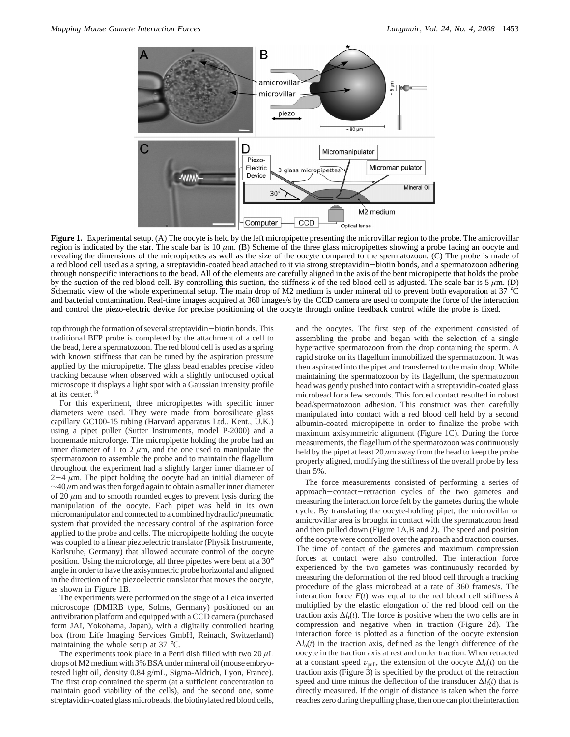**Figure 1.** Experimental setup. (A) The oocyte is held by the left micropipette presenting the microvillar region to the probe. The amicrovillar region is indicated by the star. The scale bar is 10 $\mu$m. (B) Scheme of the three glass micropipettes showing a probe facing an oocyte and revealing the dimensions of the micropipettes as well as the size of the oocyte compared to the spermatozoon. (C) The probe is made of a red blood cell used as a spring, a streptavidin-coated bead attached to it via strong streptavidin−biotin bonds, and a spermatozoon adhering through nonspecific interactions to the bead. All of the elements are carefully aligned in the axis of the bent micropipette that holds the probe by the suction of the red blood cell. By controlling this suction, the stiffness $k$ of the red blood cell is adjusted. The scale bar is 5 $\mu$m. (D) Schematic view of the whole experimental setup. The main drop of M2 medium is under mineral oil to prevent both evaporation at 37 °C and bacterial contamination. Real-time images acquired at 360 images/s by the CCD camera are used to compute the force of the interaction and control the piezo-electric device for precise positioning of the oocyte through online feedback control while the probe is fixed.

top through the formation of several streptavidin−biotin bonds. This traditional BFP probe is completed by the attachment of a cell to the bead, here a spermatozoon. The red blood cell is used as a spring with known stiffness that can be tuned by the aspiration pressure applied by the micropipette. The glass bead enables precise video tracking because when observed with a slightly unfocused optical microscope it displays a light spot with a Gaussian intensity profile at its center.[18]

For this experiment, three micropipettes with specific inner diameters were used. They were made from borosilicate glass capillary GC100-15 tubing (Harvard apparatus Ltd., Kent., U.K.) using a pipet puller (Sutter Instruments, model P-2000) and a homemade microforge. The micropipette holding the probe had an inner diameter of 1 to 2 $\mu$m, and the one used to manipulate the spermatozoon to assemble the probe and to maintain the flagellum throughout the experiment had a slightly larger inner diameter of 2−4 $\mu$m. The pipet holding the oocyte had an initial diameter of ~40 $\mu$m and was then forged again to obtain a smaller inner diameter of 20 $\mu$m and to smooth rounded edges to prevent lysis during the manipulation of the oocyte. Each pipet was held in its own micromanipulator and connected to a combined hydraulic/pneumatic system that provided the necessary control of the aspiration force applied to the probe and cells. The micropipette holding the oocyte was coupled to a linear piezoelectric translator (Physik Instrumente, Karlsruhe, Germany) that allowed accurate control of the oocyte position. Using the microforge, all three pipettes were bent at a 30° angle in order to have the axisymmetric probe horizontal and aligned in the direction of the piezoelectric translator that moves the oocyte, as shown in Figure 1B.

The experiments were performed on the stage of a Leica inverted microscope (DMIRB type, Solms, Germany) positioned on an antivibration platform and equipped with a CCD camera (purchased form JAI, Yokohama, Japan), with a digitally controlled heating box (from Life Imaging Services GmbH, Reinach, Switzerland) maintaining the whole setup at 37 °C.

The experiments took place in a Petri dish filled with two 20 $\mu$L drops of M2 medium with 3% BSA under mineral oil (mouse embryo-tested light oil, density 0.84 g/mL, Sigma-Aldrich, Lyon, France). The first drop contained the sperm (at a sufficient concentration to maintain good viability of the cells), and the second one, some streptavidin-coated glass microbeads, the biotinylated red blood cells, and the oocytes. The first step of the experiment consisted of assembling the probe and began with the selection of a single hyperactive spermatozoon from the drop containing the sperm. A rapid stroke on its flagellum immobilized the spermatozoon. It was then aspirated into the pipet and transferred to the main drop. While maintaining the spermatozoon by its flagellum, the spermatozoon head was gently pushed into contact with a streptavidin-coated glass microbead for a few seconds. This forced contact resulted in robust bead/spermatozoon adhesion. This construct was then carefully manipulated into contact with a red blood cell held by a second albumin-coated micropipette in order to finalize the probe with maximum axisymmetric alignment (Figure 1C). During the force measurements, the flagellum of the spermatozoon was continuously held by the pipet at least 20 $\mu$m away from the head to keep the probe properly aligned, modifying the stiffness of the overall probe by less than 5%.

The force measurements consisted of performing a series of approach−contact−retraction cycles of the two gametes and measuring the interaction force felt by the gametes during the whole cycle. By translating the oocyte-holding pipet, the microvillar or amicrovillar area is brought in contact with the spermatozoon head and then pulled down (Figure 1A,B and 2). The speed and position of the oocyte were controlled over the approach and traction courses. The time of contact of the gametes and maximum compression forces at contact were also controlled. The interaction force experienced by the two gametes was continuously recorded by measuring the deformation of the red blood cell through a tracking procedure of the glass microbead at a rate of 360 frames/s. The interaction force $F(t)$ was equal to the red blood cell stiffness $k$ multiplied by the elastic elongation of the red blood cell on the traction axis $\Delta l_t(t)$. The force is positive when the two cells are in compression and negative when in traction (Figure 2d). The interaction force is plotted as a function of the oocyte extension $\Delta l_o(t)$ in the traction axis, defined as the length difference of the oocyte in the traction axis at rest and under traction. When retracted at a constant speed $v_{\mathrm{pull}}$, the extension of the oocyte $\Delta l_o(t)$ on the traction axis (Figure 3) is specified by the product of the retraction speed and time minus the deflection of the transducer $\Delta l_t(t)$ that is directly measured. If the origin of distance is taken when the force reaches zero during the pulling phase, then one can plot the interaction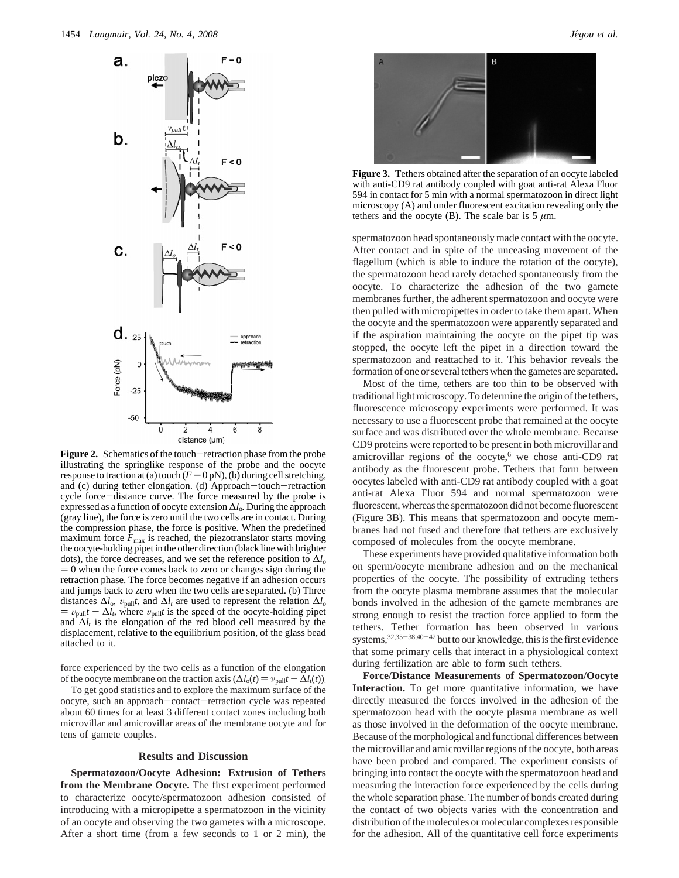**Figure 2.** Schematics of the touch–retraction phase from the probe illustrating the springlike response of the probe and the oocyte response to traction at (a) touch ($F = 0$ pN), (b) during cell stretching, and (c) during tether elongation. (d) Approach–touch–retraction cycle force–distance curve. The force measured by the probe is expressed as a function of oocyte extension $\Delta l_o$. During the approach (gray line), the force is zero until the two cells are in contact. During the compression phase, the force is positive. When the predefined maximum force $F_{max}$ is reached, the piezotranslator starts moving the oocyte-holding pipet in the other direction (black line with brighter dots), the force decreases, and we set the reference position to $\Delta l_o = 0$ when the force comes back to zero or changes sign during the retraction phase. The force becomes negative if an adhesion occurs and jumps back to zero when the two cells are separated. (b) Three distances $\Delta l_o$, $v_{pull}t$, and $\Delta l_t$ are used to represent the relation $\Delta l_o = v_{pull}t - \Delta l_t$, where $v_{pull}t$ is the speed of the oocyte-holding pipet and $\Delta l_t$ is the elongation of the red blood cell measured by the displacement, relative to the equilibrium position, of the glass bead attached to it.

force experienced by the two cells as a function of the elongation of the oocyte membrane on the traction axis ($\Delta l_o(t) = v_{pull}t - \Delta l_t(t)$).

To get good statistics and to explore the maximum surface of the oocyte, such an approach–contact–retraction cycle was repeated about 60 times for at least 3 different contact zones including both microvillar and amicrovillar areas of the membrane oocyte and for tens of gamete couples.

## Results and Discussion

**Spermatozoon/Oocyte Adhesion: Extrusion of Tethers from the Membrane Oocyte.** The first experiment performed to characterize oocyte/spermatozoon adhesion consisted of introducing with a micropipette a spermatozoon in the vicinity of an oocyte and observing the two gametes with a microscope. After a short time (from a few seconds to 1 or 2 min), the spermatozoon head spontaneously made contact with the oocyte. After contact and in spite of the unceasing movement of the flagellum (which is able to induce the rotation of the oocyte), the spermatozoon head rarely detached spontaneously from the oocyte. To characterize the adhesion of the two gamete membranes further, the adherent spermatozoon and oocyte were then pulled with micropipettes in order to take them apart. When the oocyte and the spermatozoon were apparently separated and if the aspiration maintaining the oocyte on the pipet tip was stopped, the oocyte left the pipet in a direction toward the spermatozoon and reattached to it. This behavior reveals the formation of one or several tethers when the gametes are separated.

**Figure 3.** Tethers obtained after the separation of an oocyte labeled with anti-CD9 rat antibody coupled with goat anti-rat Alexa Fluor 594 in contact for 5 min with a normal spermatozoon in direct light microscopy (A) and under fluorescent excitation revealing only the tethers and the oocyte (B). The scale bar is 5 $\mu$m.

Most of the time, tethers are too thin to be observed with traditional light microscopy. To determine the origin of the tethers, fluorescence microscopy experiments were performed. It was necessary to use a fluorescent probe that remained at the oocyte surface and was distributed over the whole membrane. Because CD9 proteins were reported to be present in both microvillar and amicrovillar regions of the oocyte,[6] we chose anti-CD9 rat antibody as the fluorescent probe. Tethers that form between oocytes labeled with anti-CD9 rat antibody coupled with a goat anti-rat Alexa Fluor 594 and normal spermatozoon were fluorescent, whereas the spermatozoon did not become fluorescent (Figure 3B). This means that spermatozoon and oocyte membranes had not fused and therefore that tethers are exclusively composed of molecules from the oocyte membrane.

These experiments have provided qualitative information both on sperm/oocyte membrane adhesion and on the mechanical properties of the oocyte. The possibility of extruding tethers from the oocyte plasma membrane assumes that the molecular bonds involved in the adhesion of the gamete membranes are strong enough to resist the traction force applied to form the tethers. Tether formation has been observed in various systems,[32,35–38,40–42] but to our knowledge, this is the first evidence that some primary cells that interact in a physiological context during fertilization are able to form such tethers.

**Force/Distance Measurements of Spermatozoon/Oocyte Interaction.** To get more quantitative information, we have directly measured the forces involved in the adhesion of the spermatozoon head with the oocyte plasma membrane as well as those involved in the deformation of the oocyte membrane. Because of the morphological and functional differences between the microvillar and amicrovillar regions of the oocyte, both areas have been probed and compared. The experiment consists of bringing into contact the oocyte with the spermatozoon head and measuring the interaction force experienced by the cells during the whole separation phase. The number of bonds created during the contact of two objects varies with the concentration and distribution of the molecules or molecular complexes responsible for the adhesion. All of the quantitative cell force experiments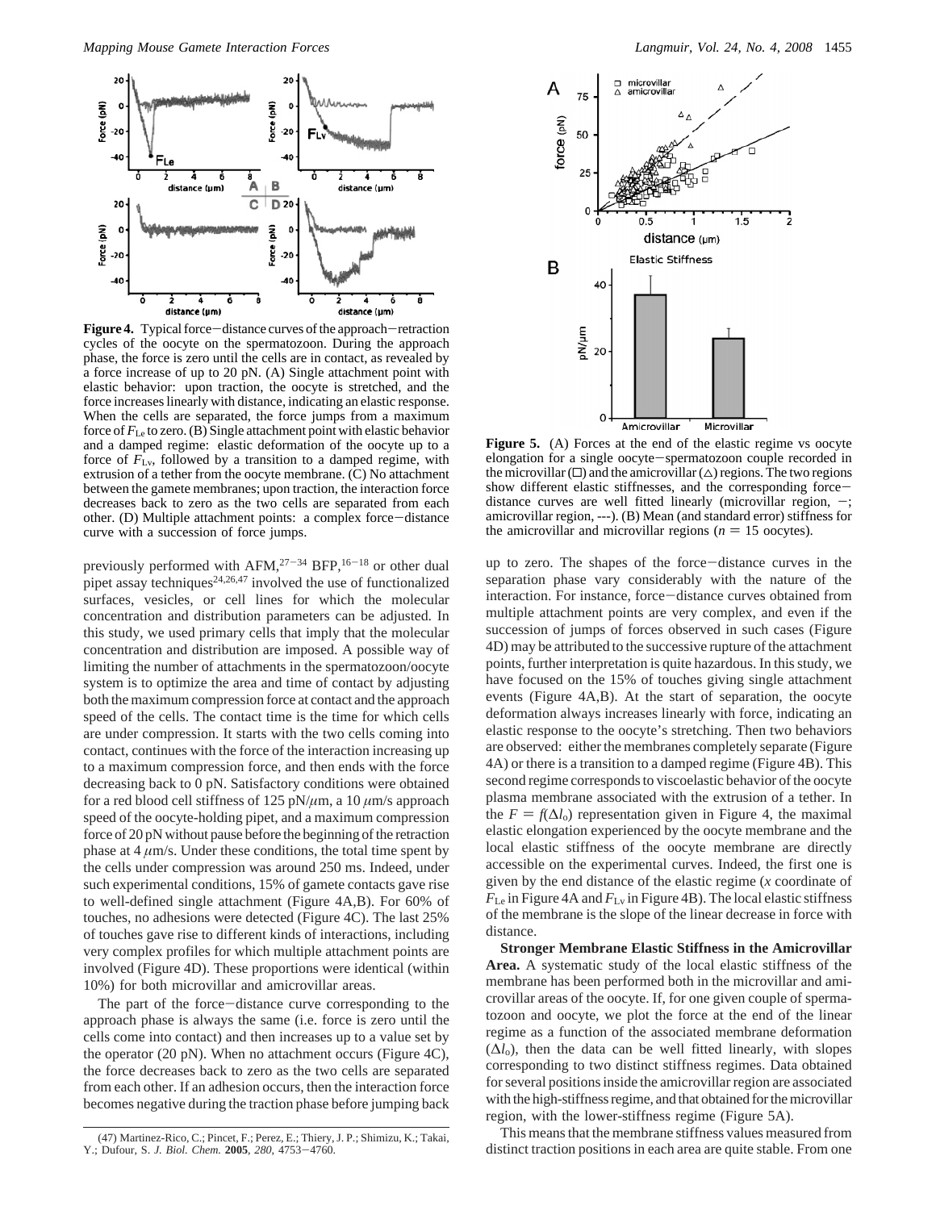**Figure 4.** Typical force−distance curves of the approach−retraction cycles of the oocyte on the spermatozoon. During the approach phase, the force is zero until the cells are in contact, as revealed by a force increase of up to 20 pN. (A) Single attachment point with elastic behavior: upon traction, the oocyte is stretched, and the force increases linearly with distance, indicating an elastic response. When the cells are separated, the force jumps from a maximum force of $F_{Le}$ to zero. (B) Single attachment point with elastic behavior and a damped regime: elastic deformation of the oocyte up to a force of $F_{Lv}$, followed by a transition to a damped regime, with extrusion of a tether from the oocyte membrane. (C) No attachment between the gamete membranes; upon traction, the interaction force decreases back to zero as the two cells are separated from each other. (D) Multiple attachment points: a complex force−distance curve with a succession of force jumps.

previously performed with AFM,[27−34] BFP,[16−18] or other dual pipet assay techniques[24,26,47] involved the use of functionalized surfaces, vesicles, or cell lines for which the molecular concentration and distribution parameters can be adjusted. In this study, we used primary cells that imply that the molecular concentration and distribution are imposed. A possible way of limiting the number of attachments in the spermatozoon/oocyte system is to optimize the area and time of contact by adjusting both the maximum compression force at contact and the approach speed of the cells. The contact time is the time for which cells are under compression. It starts with the two cells coming into contact, continues with the force of the interaction increasing up to a maximum compression force, and then ends with the force decreasing back to 0 pN. Satisfactory conditions were obtained for a red blood cell stiffness of 125 pN/$\mu$m, a 10 $\mu$m/s approach speed of the oocyte-holding pipet, and a maximum compression force of 20 pN without pause before the beginning of the retraction phase at 4 $\mu$m/s. Under these conditions, the total time spent by the cells under compression was around 250 ms. Indeed, under such experimental conditions, 15% of gamete contacts gave rise to well-defined single attachment (Figure 4A,B). For 60% of touches, no adhesions were detected (Figure 4C). The last 25% of touches gave rise to different kinds of interactions, including very complex profiles for which multiple attachment points are involved (Figure 4D). These proportions were identical (within 10%) for both microvillar and amicrovillar areas.

The part of the force−distance curve corresponding to the approach phase is always the same (i.e. force is zero until the cells come into contact) and then increases up to a value set by the operator (20 pN). When no attachment occurs (Figure 4C), the force decreases back to zero as the two cells are separated from each other. If an adhesion occurs, then the interaction force becomes negative during the traction phase before jumping back up to zero. The shapes of the force−distance curves in the separation phase vary considerably with the nature of the interaction. For instance, force−distance curves obtained from multiple attachment points are very complex, and even if the succession of jumps of forces observed in such cases (Figure 4D) may be attributed to the successive rupture of the attachment points, further interpretation is quite hazardous. In this study, we have focused on the 15% of touches giving single attachment events (Figure 4A,B). At the start of separation, the oocyte deformation always increases linearly with force, indicating an elastic response to the oocyte's stretching. Then two behaviors are observed: either the membranes completely separate (Figure 4A) or there is a transition to a damped regime (Figure 4B). This second regime corresponds to viscoelastic behavior of the oocyte plasma membrane associated with the extrusion of a tether. In the $F = f(\Delta l_o)$ representation given in Figure 4, the maximal elastic elongation experienced by the oocyte membrane and the local elastic stiffness of the oocyte membrane are directly accessible on the experimental curves. Indeed, the first one is given by the end distance of the elastic regime ($x$ coordinate of $F_{Le}$ in Figure 4A and $F_{Lv}$ in Figure 4B). The local elastic stiffness of the membrane is the slope of the linear decrease in force with distance.

**Figure 5.** (A) Forces at the end of the elastic regime vs oocyte elongation for a single oocyte−spermatozoon couple recorded in the microvillar (□) and the amicrovillar (△) regions. The two regions show different elastic stiffnesses, and the corresponding force−distance curves are well fitted linearly (microvillar region, −; amicrovillar region, ---). (B) Mean (and standard error) stiffness for the amicrovillar and microvillar regions ($n = 15$ oocytes).

**Stronger Membrane Elastic Stiffness in the Amicrovillar Area.** A systematic study of the local elastic stiffness of the membrane has been performed both in the microvillar and amicrovillar areas of the oocyte. If, for one given couple of spermatozoon and oocyte, we plot the force at the end of the linear regime as a function of the associated membrane deformation ($\Delta l_o$), then the data can be well fitted linearly, with slopes corresponding to two distinct stiffness regimes. Data obtained for several positions inside the amicrovillar region are associated with the high-stiffness regime, and that obtained for the microvillar region, with the lower-stiffness regime (Figure 5A).

This means that the membrane stiffness values measured from distinct traction positions in each area are quite stable. From one

(47) Martinez-Rico, C.; Pincet, F.; Perez, E.; Thiery, J. P.; Shimizu, K.; Takai, Y.; Dufour, S. *J. Biol. Chem.* **2005**, *280*, 4753−4760.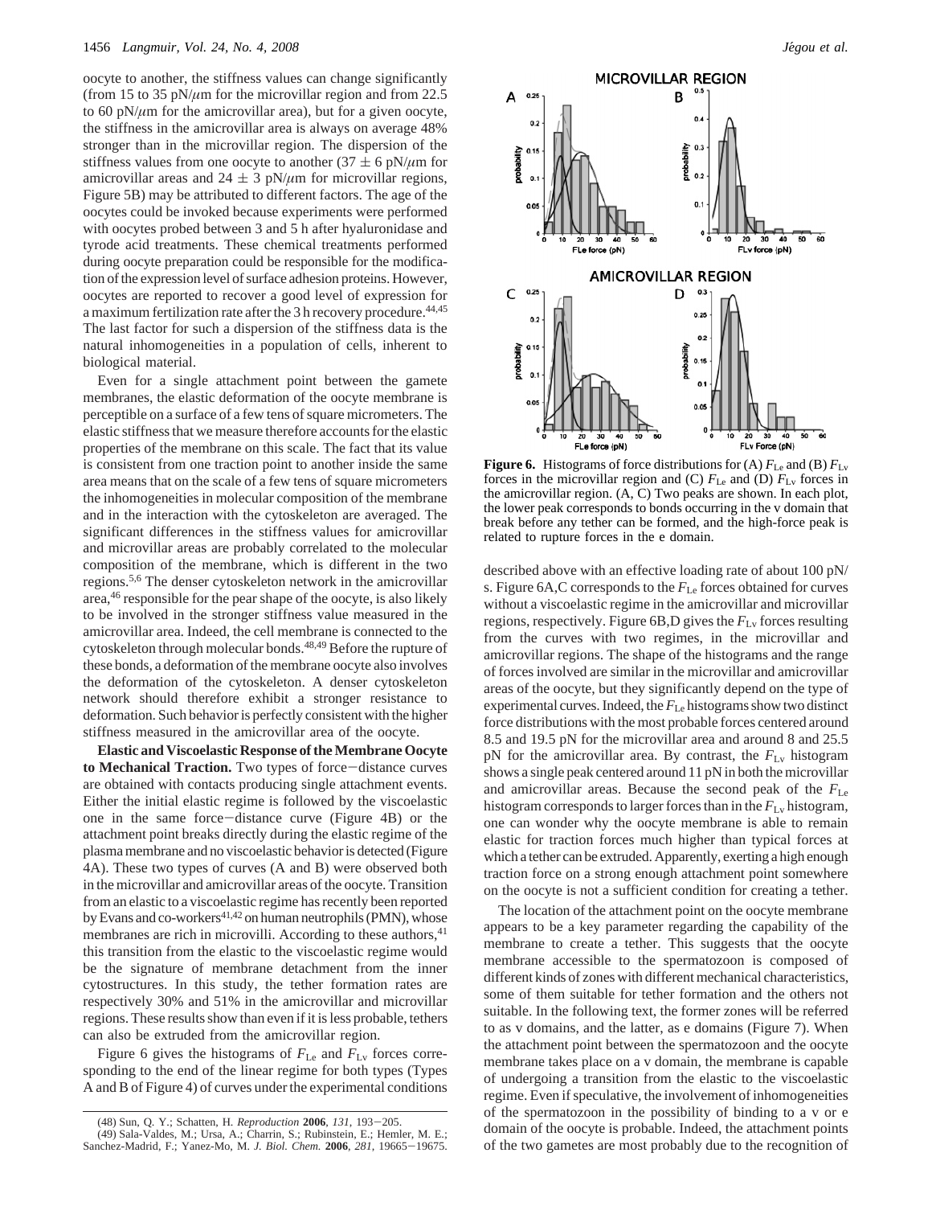oocyte to another, the stiffness values can change significantly (from 15 to 35 pN/μm for the microvillar region and from 22.5 to 60 pN/μm for the amicrovillar area), but for a given oocyte, the stiffness in the amicrovillar area is always on average 48% stronger than in the microvillar region. The dispersion of the stiffness values from one oocyte to another (37 ± 6 pN/μm for amicrovillar areas and 24 ± 3 pN/μm for microvillar regions, Figure 5B) may be attributed to different factors. The age of the oocytes could be invoked because experiments were performed with oocytes probed between 3 and 5 h after hyaluronidase and tyrode acid treatments. These chemical treatments performed during oocyte preparation could be responsible for the modification of the expression level of surface adhesion proteins. However, oocytes are reported to recover a good level of expression for a maximum fertilization rate after the 3 h recovery procedure.[44,45] The last factor for such a dispersion of the stiffness data is the natural inhomogeneities in a population of cells, inherent to biological material.

Even for a single attachment point between the gamete membranes, the elastic deformation of the oocyte membrane is perceptible on a surface of a few tens of square micrometers. The elastic stiffness that we measure therefore accounts for the elastic properties of the membrane on this scale. The fact that its value is consistent from one traction point to another inside the same area means that on the scale of a few tens of square micrometers the inhomogeneities in molecular composition of the membrane and in the interaction with the cytoskeleton are averaged. The significant differences in the stiffness values for amicrovillar and microvillar areas are probably correlated to the molecular composition of the membrane, which is different in the two regions.[5,6] The denser cytoskeleton network in the amicrovillar area,[46] responsible for the pear shape of the oocyte, is also likely to be involved in the stronger stiffness value measured in the amicrovillar area. Indeed, the cell membrane is connected to the cytoskeleton through molecular bonds.[48,49] Before the rupture of these bonds, a deformation of the membrane oocyte also involves the deformation of the cytoskeleton. A denser cytoskeleton network should therefore exhibit a stronger resistance to deformation. Such behavior is perfectly consistent with the higher stiffness measured in the amicrovillar area of the oocyte.

**Elastic and Viscoelastic Response of the Membrane Oocyte to Mechanical Traction.** Two types of force–distance curves are obtained with contacts producing single attachment events. Either the initial elastic regime is followed by the viscoelastic one in the same force–distance curve (Figure 4B) or the attachment point breaks directly during the elastic regime of the plasma membrane and no viscoelastic behavior is detected (Figure 4A). These two types of curves (A and B) were observed both in the microvillar and amicrovillar areas of the oocyte. Transition from an elastic to a viscoelastic regime has recently been reported by Evans and co-workers[41,42] on human neutrophils (PMN), whose membranes are rich in microvilli. According to these authors,[41] this transition from the elastic to the viscoelastic regime would be the signature of membrane detachment from the inner cytostructures. In this study, the tether formation rates are respectively 30% and 51% in the amicrovillar and microvillar regions. These results show than even if it is less probable, tethers can also be extruded from the amicrovillar region.

Figure 6 gives the histograms of $F_{Le}$ and $F_{Lv}$ forces corresponding to the end of the linear regime for both types (Types A and B of Figure 4) of curves under the experimental conditions described above with an effective loading rate of about 100 pN/s. Figure 6A,C corresponds to the $F_{Le}$ forces obtained for curves without a viscoelastic regime in the amicrovillar and microvillar regions, respectively. Figure 6B,D gives the $F_{Lv}$ forces resulting from the curves with two regimes, in the microvillar and amicrovillar regions. The shape of the histograms and the range of forces involved are similar in the microvillar and amicrovillar areas of the oocyte, but they significantly depend on the type of experimental curves. Indeed, the $F_{Le}$ histograms show two distinct force distributions with the most probable forces centered around 8.5 and 19.5 pN for the microvillar area and around 8 and 25.5 pN for the amicrovillar area. By contrast, the $F_{Lv}$ histogram shows a single peak centered around 11 pN in both the microvillar and amicrovillar areas. Because the second peak of the $F_{Le}$ histogram corresponds to larger forces than in the $F_{Lv}$ histogram, one can wonder why the oocyte membrane is able to remain elastic for traction forces much higher than typical forces at which a tether can be extruded. Apparently, exerting a high enough traction force on a strong enough attachment point somewhere on the oocyte is not a sufficient condition for creating a tether.

**Figure 6.** Histograms of force distributions for (A) $F_{Le}$ and (B) $F_{Lv}$ forces in the microvillar region and (C) $F_{Le}$ and (D) $F_{Lv}$ forces in the amicrovillar region. (A, C) Two peaks are shown. In each plot, the lower peak corresponds to bonds occurring in the v domain that break before any tether can be formed, and the high-force peak is related to rupture forces in the e domain.

The location of the attachment point on the oocyte membrane appears to be a key parameter regarding the capability of the membrane to create a tether. This suggests that the oocyte membrane accessible to the spermatozoon is composed of different kinds of zones with different mechanical characteristics, some of them suitable for tether formation and the others not suitable. In the following text, the former zones will be referred to as v domains, and the latter, as e domains (Figure 7). When the attachment point between the spermatozoon and the oocyte membrane takes place on a v domain, the membrane is capable of undergoing a transition from the elastic to the viscoelastic regime. Even if speculative, the involvement of inhomogeneities of the spermatozoon in the possibility of binding to a v or e domain of the oocyte is probable. Indeed, the attachment points of the two gametes are most probably due to the recognition of

(48) Sun, Q. Y.; Schatten, H. *Reproduction* **2006**, *131*, 193–205.

(49) Sala-Valdes, M.; Ursa, A.; Charrin, S.; Rubinstein, E.; Hemler, M. E.; Sanchez-Madrid, F.; Yanez-Mo, M. *J. Biol. Chem.* **2006**, *281*, 19665–19675.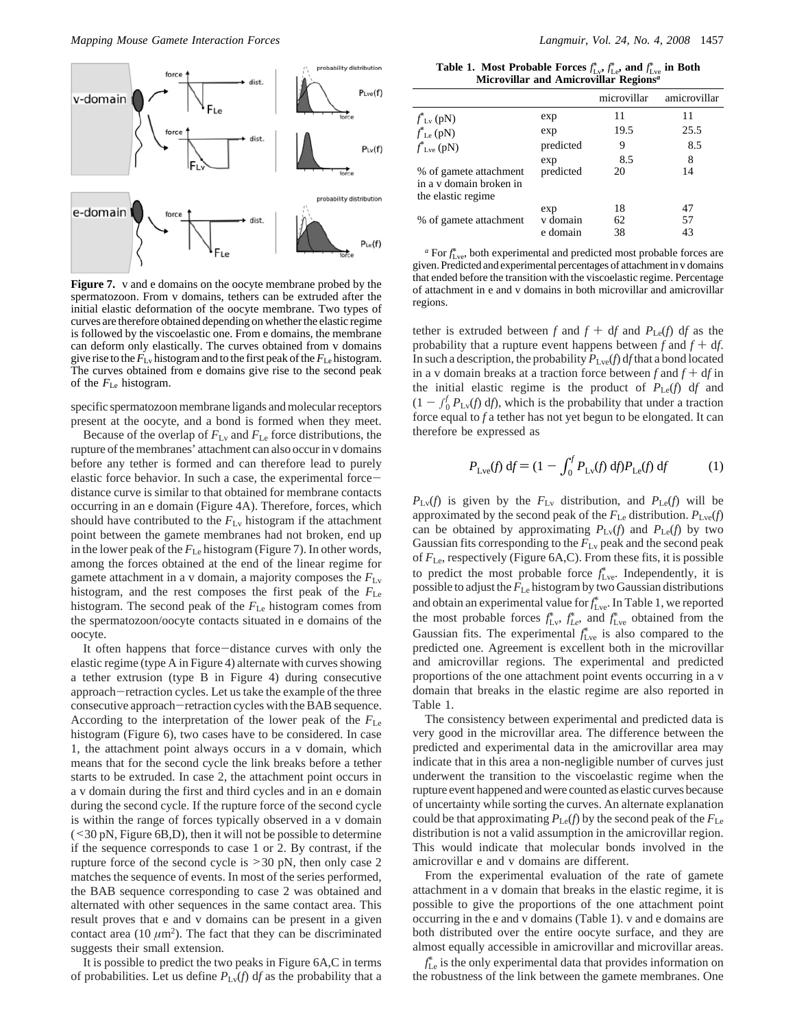**Figure 7.** v and e domains on the oocyte membrane probed by the spermatozoon. From v domains, tethers can be extruded after the initial elastic deformation of the oocyte membrane. Two types of curves are therefore obtained depending on whether the elastic regime is followed by the viscoelastic one. From e domains, the membrane can deform only elastically. The curves obtained from v domains give rise to the $F_{Lv}$ histogram and to the first peak of the $F_{Le}$ histogram. The curves obtained from e domains give rise to the second peak of the $F_{Le}$ histogram.

specific spermatozoon membrane ligands and molecular receptors present at the oocyte, and a bond is formed when they meet.

Because of the overlap of $F_{Lv}$ and $F_{Le}$ force distributions, the rupture of the membranes' attachment can also occur in v domains before any tether is formed and can therefore lead to purely elastic force behavior. In such a case, the experimental force−distance curve is similar to that obtained for membrane contacts occurring in an e domain (Figure 4A). Therefore, forces, which should have contributed to the $F_{Lv}$ histogram if the attachment point between the gamete membranes had not broken, end up in the lower peak of the $F_{Le}$ histogram (Figure 7). In other words, among the forces obtained at the end of the linear regime for gamete attachment in a v domain, a majority composes the $F_{Lv}$ histogram, and the rest composes the first peak of the $F_{Le}$ histogram. The second peak of the $F_{Le}$ histogram comes from the spermatozoon/oocyte contacts situated in e domains of the oocyte.

It often happens that force−distance curves with only the elastic regime (type A in Figure 4) alternate with curves showing a tether extrusion (type B in Figure 4) during consecutive approach−retraction cycles. Let us take the example of the three consecutive approach−retraction cycles with the BAB sequence. According to the interpretation of the lower peak of the $F_{Le}$ histogram (Figure 6), two cases have to be considered. In case 1, the attachment point always occurs in a v domain, which means that for the second cycle the link breaks before a tether starts to be extruded. In case 2, the attachment point occurs in a v domain during the first and third cycles and in an e domain during the second cycle. If the rupture force of the second cycle is within the range of forces typically observed in a v domain (<30 pN, Figure 6B,D), then it will not be possible to determine if the sequence corresponds to case 1 or 2. By contrast, if the rupture force of the second cycle is >30 pN, then only case 2 matches the sequence of events. In most of the series performed, the BAB sequence corresponding to case 2 was obtained and alternated with other sequences in the same contact area. This result proves that e and v domains can be present in a given contact area (10 $\mu m^2$). The fact that they can be discriminated suggests their small extension.

It is possible to predict the two peaks in Figure 6A,C in terms of probabilities. Let us define $P_{Lv}(f)\,df$ as the probability that a tether is extruded between $f$ and $f + df$ and $P_{Le}(f)\,df$ as the probability that a rupture event happens between $f$ and $f + df$. In such a description, the probability $P_{Lve}(f)\,df$ that a bond located in a v domain breaks at a traction force between $f$ and $f + df$ in the initial elastic regime is the product of $P_{Le}(f)\,df$ and $(1 - \int_0^f P_{Lv}(f)\,df)$, which is the probability that under a traction force equal to $f$ a tether has not yet begun to be elongated. It can therefore be expressed as

$$P_{Lve}(f)\,df = (1 - \int_0^f P_{Lv}(f)\,df)P_{Le}(f)\,df \qquad (1)$$

$P_{Lv}(f)$ is given by the $F_{Lv}$ distribution, and $P_{Le}(f)$ will be approximated by the second peak of the $F_{Le}$ distribution. $P_{Lve}(f)$ can be obtained by approximating $P_{Lv}(f)$ and $P_{Le}(f)$ by two Gaussian fits corresponding to the $F_{Lv}$ peak and the second peak of $F_{Le}$, respectively (Figure 6A,C). From these fits, it is possible to predict the most probable force $f^*_{Lve}$. Independently, it is possible to adjust the $F_{Le}$ histogram by two Gaussian distributions and obtain an experimental value for $f^*_{Lve}$. In Table 1, we reported the most probable forces $f^*_{Lv}$, $f^*_{Le}$, and $f^*_{Lve}$ obtained from the Gaussian fits. The experimental $f^*_{Lve}$ is also compared to the predicted one. Agreement is excellent both in the microvillar and amicrovillar regions. The experimental and predicted proportions of the one attachment point events occurring in a v domain that breaks in the elastic regime are also reported in Table 1.

**Table 1. Most Probable Forces $f^*_{Lv}$, $f^*_{Le}$, and $f^*_{Lve}$ in Both Microvillar and Amicrovillar Regions[a]**

| | | microvillar | amicrovillar |
|---|---|---|---|
| $f^*_{Lv}$ (pN) | exp | 11 | 11 |
| $f^*_{Le}$ (pN) | exp | 19.5 | 25.5 |
| $f^*_{Lve}$ (pN) | predicted | 9 | 8.5 |
| | exp | 8.5 | 8 |
| % of gamete attachment in a v domain broken in the elastic regime | predicted | 20 | 14 |
| | exp | 18 | 47 |
| % of gamete attachment | v domain | 62 | 57 |
| | e domain | 38 | 43 |

[a] For $f^*_{Lve}$, both experimental and predicted most probable forces are given. Predicted and experimental percentages of attachment in v domains that ended before the transition with the viscoelastic regime. Percentage of attachment in e and v domains in both microvillar and amicrovillar regions.

The consistency between experimental and predicted data is very good in the microvillar area. The difference between the predicted and experimental data in the amicrovillar area may indicate that in this area a non-negligible number of curves just underwent the transition to the viscoelastic regime when the rupture event happened and were counted as elastic curves because of uncertainty while sorting the curves. An alternate explanation could be that approximating $P_{Le}(f)$ by the second peak of the $F_{Le}$ distribution is not a valid assumption in the amicrovillar region. This would indicate that molecular bonds involved in the amicrovillar e and v domains are different.

From the experimental evaluation of the rate of gamete attachment in a v domain that breaks in the elastic regime, it is possible to give the proportions of the one attachment point occurring in the e and v domains (Table 1). v and e domains are both distributed over the entire oocyte surface, and they are almost equally accessible in amicrovillar and microvillar areas.

$f^*_{Le}$ is the only experimental data that provides information on the robustness of the link between the gamete membranes. One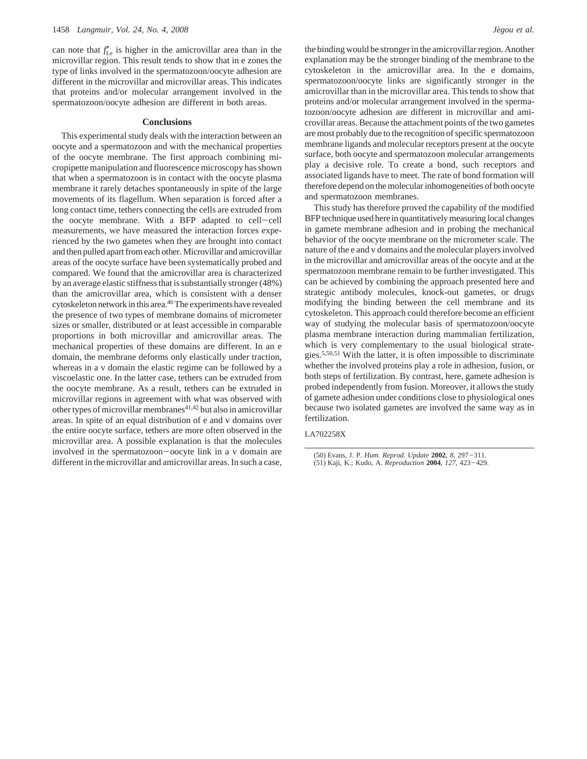can note that $f^*_{Le}$ is higher in the amicrovillar area than in the microvillar region. This result tends to show that in e zones the type of links involved in the spermatozoon/oocyte adhesion are different in the microvillar and microvillar areas. This indicates that proteins and/or molecular arrangement involved in the spermatozoon/oocyte adhesion are different in both areas.

## Conclusions

This experimental study deals with the interaction between an oocyte and a spermatozoon and with the mechanical properties of the oocyte membrane. The first approach combining micropipette manipulation and fluorescence microscopy has shown that when a spermatozoon is in contact with the oocyte plasma membrane it rarely detaches spontaneously in spite of the large movements of its flagellum. When separation is forced after a long contact time, tethers connecting the cells are extruded from the oocyte membrane. With a BFP adapted to cell−cell measurements, we have measured the interaction forces experienced by the two gametes when they are brought into contact and then pulled apart from each other. Microvillar and amicrovillar areas of the oocyte surface have been systematically probed and compared. We found that the amicrovillar area is characterized by an average elastic stiffness that is substantially stronger (48%) than the amicrovillar area, which is consistent with a denser cytoskeleton network in this area.[46] The experiments have revealed the presence of two types of membrane domains of micrometer sizes or smaller, distributed or at least accessible in comparable proportions in both microvillar and amicrovillar areas. The mechanical properties of these domains are different. In an e domain, the membrane deforms only elastically under traction, whereas in a v domain the elastic regime can be followed by a viscoelastic one. In the latter case, tethers can be extruded from the oocyte membrane. As a result, tethers can be extruded in microvillar regions in agreement with what was observed with other types of microvillar membranes[41,42] but also in amicrovillar areas. In spite of an equal distribution of e and v domains over the entire oocyte surface, tethers are more often observed in the microvillar area. A possible explanation is that the molecules involved in the spermatozoon−oocyte link in a v domain are different in the microvillar and amicrovillar areas. In such a case, the binding would be stronger in the amicrovillar region. Another explanation may be the stronger binding of the membrane to the cytoskeleton in the amicrovillar area. In the e domains, spermatozoon/oocyte links are significantly stronger in the amicrovillar than in the microvillar area. This tends to show that proteins and/or molecular arrangement involved in the spermatozoon/oocyte adhesion are different in microvillar and amicrovillar areas. Because the attachment points of the two gametes are most probably due to the recognition of specific spermatozoon membrane ligands and molecular receptors present at the oocyte surface, both oocyte and spermatozoon molecular arrangements play a decisive role. To create a bond, such receptors and associated ligands have to meet. The rate of bond formation will therefore depend on the molecular inhomogeneities of both oocyte and spermatozoon membranes.

This study has therefore proved the capability of the modified BFP technique used here in quantitatively measuring local changes in gamete membrane adhesion and in probing the mechanical behavior of the oocyte membrane on the micrometer scale. The nature of the e and v domains and the molecular players involved in the microvillar and amicrovillar areas of the oocyte and at the spermatozoon membrane remain to be further investigated. This can be achieved by combining the approach presented here and strategic antibody molecules, knock-out gametes, or drugs modifying the binding between the cell membrane and its cytoskeleton. This approach could therefore become an efficient way of studying the molecular basis of spermatozoon/oocyte plasma membrane interaction during mammalian fertilization, which is very complementary to the usual biological strategies.[5,50,51] With the latter, it is often impossible to discriminate whether the involved proteins play a role in adhesion, fusion, or both steps of fertilization. By contrast, here, gamete adhesion is probed independently from fusion. Moreover, it allows the study of gamete adhesion under conditions close to physiological ones because two isolated gametes are involved the same way as in fertilization.

LA702258X

(50) Evans, J. P. *Hum. Reprod. Update* **2002**, *8*, 297−311.
(51) Kaji, K.; Kudo, A. *Reproduction* **2004**, *127*, 423−429.